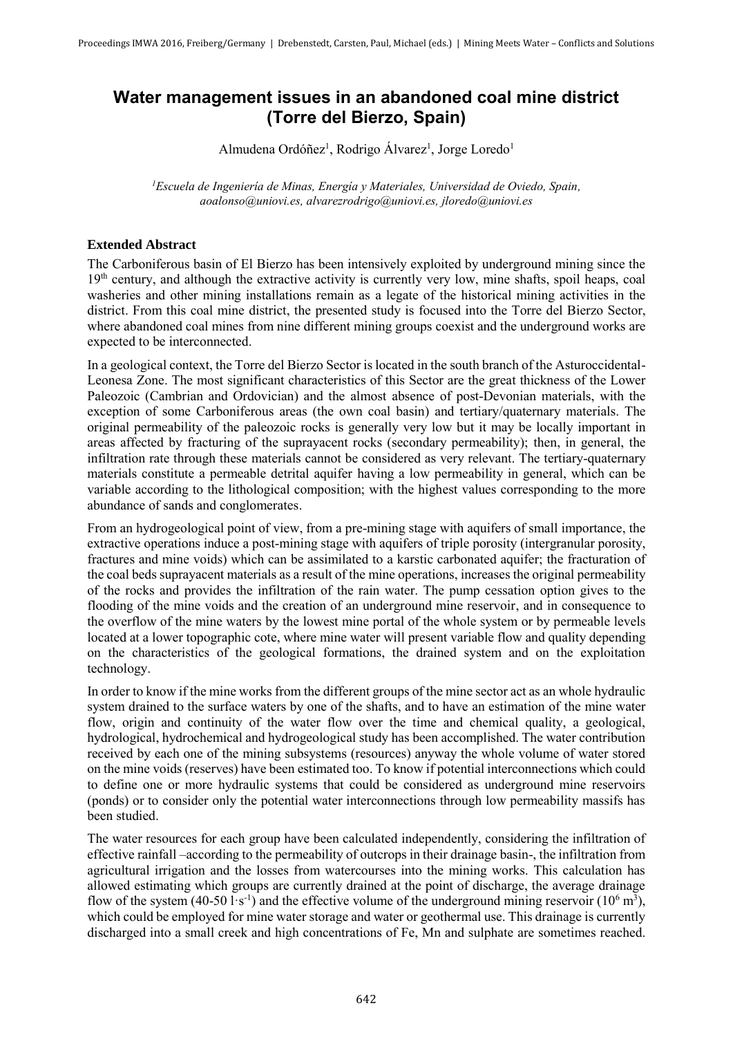# Water management issues in an abandoned coal mine district (Torre del Bierzo, Spain)

Almudena Ordóñez[1], Rodrigo Álvarez[1], Jorge Loredo[1]

[1]*Escuela de Ingeniería de Minas, Energía y Materiales, Universidad de Oviedo, Spain, aoalonso@uniovi.es, alvarezrodrigo@uniovi.es, jloredo@uniovi.es*

## Extended Abstract

The Carboniferous basin of El Bierzo has been intensively exploited by underground mining since the $19^{th}$ century, and although the extractive activity is currently very low, mine shafts, spoil heaps, coal washeries and other mining installations remain as a legate of the historical mining activities in the district. From this coal mine district, the presented study is focused into the Torre del Bierzo Sector, where abandoned coal mines from nine different mining groups coexist and the underground works are expected to be interconnected.

In a geological context, the Torre del Bierzo Sector is located in the south branch of the Asturoccidental-Leonesa Zone. The most significant characteristics of this Sector are the great thickness of the Lower Paleozoic (Cambrian and Ordovician) and the almost absence of post-Devonian materials, with the exception of some Carboniferous areas (the own coal basin) and tertiary/quaternary materials. The original permeability of the paleozoic rocks is generally very low but it may be locally important in areas affected by fracturing of the suprayacent rocks (secondary permeability); then, in general, the infiltration rate through these materials cannot be considered as very relevant. The tertiary-quaternary materials constitute a permeable detrital aquifer having a low permeability in general, which can be variable according to the lithological composition; with the highest values corresponding to the more abundance of sands and conglomerates.

From an hydrogeological point of view, from a pre-mining stage with aquifers of small importance, the extractive operations induce a post-mining stage with aquifers of triple porosity (intergranular porosity, fractures and mine voids) which can be assimilated to a karstic carbonated aquifer; the fracturation of the coal beds suprayacent materials as a result of the mine operations, increases the original permeability of the rocks and provides the infiltration of the rain water. The pump cessation option gives to the flooding of the mine voids and the creation of an underground mine reservoir, and in consequence to the overflow of the mine waters by the lowest mine portal of the whole system or by permeable levels located at a lower topographic cote, where mine water will present variable flow and quality depending on the characteristics of the geological formations, the drained system and on the exploitation technology.

In order to know if the mine works from the different groups of the mine sector act as an whole hydraulic system drained to the surface waters by one of the shafts, and to have an estimation of the mine water flow, origin and continuity of the water flow over the time and chemical quality, a geological, hydrological, hydrochemical and hydrogeological study has been accomplished. The water contribution received by each one of the mining subsystems (resources) anyway the whole volume of water stored on the mine voids (reserves) have been estimated too. To know if potential interconnections which could to define one or more hydraulic systems that could be considered as underground mine reservoirs (ponds) or to consider only the potential water interconnections through low permeability massifs has been studied.

The water resources for each group have been calculated independently, considering the infiltration of effective rainfall –according to the permeability of outcrops in their drainage basin-, the infiltration from agricultural irrigation and the losses from watercourses into the mining works. This calculation has allowed estimating which groups are currently drained at the point of discharge, the average drainage flow of the system (40-50 $l \cdot s^{-1}$) and the effective volume of the underground mining reservoir ($10^6$ $m^3$), which could be employed for mine water storage and water or geothermal use. This drainage is currently discharged into a small creek and high concentrations of Fe, Mn and sulphate are sometimes reached.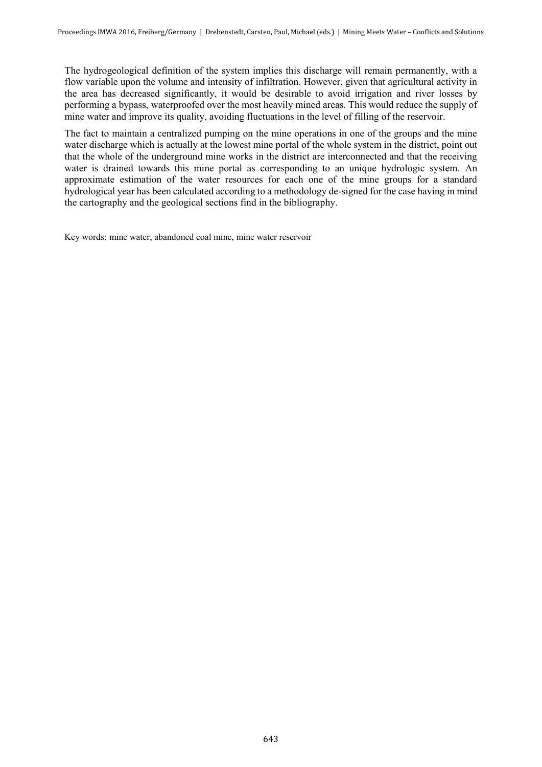The hydrogeological definition of the system implies this discharge will remain permanently, with a flow variable upon the volume and intensity of infiltration. However, given that agricultural activity in the area has decreased significantly, it would be desirable to avoid irrigation and river losses by performing a bypass, waterproofed over the most heavily mined areas. This would reduce the supply of mine water and improve its quality, avoiding fluctuations in the level of filling of the reservoir.

The fact to maintain a centralized pumping on the mine operations in one of the groups and the mine water discharge which is actually at the lowest mine portal of the whole system in the district, point out that the whole of the underground mine works in the district are interconnected and that the receiving water is drained towards this mine portal as corresponding to an unique hydrologic system. An approximate estimation of the water resources for each one of the mine groups for a standard hydrological year has been calculated according to a methodology de-signed for the case having in mind the cartography and the geological sections find in the bibliography.

Key words: mine water, abandoned coal mine, mine water reservoir